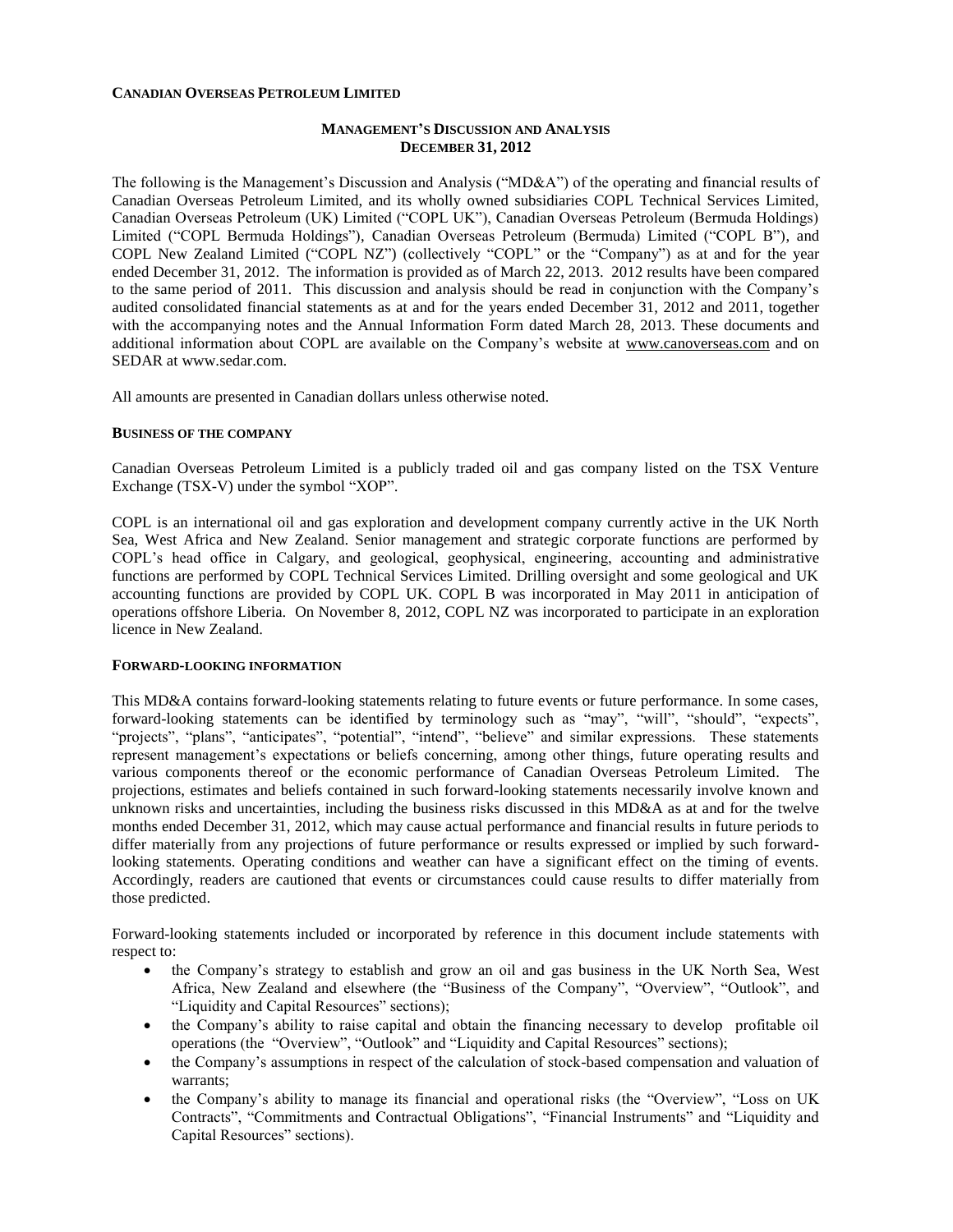**CANADIAN OVERSEAS PETROLEUM LIMITED**

# MANAGEMENT'S DISCUSSION AND ANALYSIS
## DECEMBER 31, 2012

The following is the Management's Discussion and Analysis ("MD&A") of the operating and financial results of Canadian Overseas Petroleum Limited, and its wholly owned subsidiaries COPL Technical Services Limited, Canadian Overseas Petroleum (UK) Limited ("COPL UK"), Canadian Overseas Petroleum (Bermuda Holdings) Limited ("COPL Bermuda Holdings"), Canadian Overseas Petroleum (Bermuda) Limited ("COPL B"), and COPL New Zealand Limited ("COPL NZ") (collectively "COPL" or the "Company") as at and for the year ended December 31, 2012. The information is provided as of March 22, 2013. 2012 results have been compared to the same period of 2011. This discussion and analysis should be read in conjunction with the Company's audited consolidated financial statements as at and for the years ended December 31, 2012 and 2011, together with the accompanying notes and the Annual Information Form dated March 28, 2013. These documents and additional information about COPL are available on the Company's website at www.canoverseas.com and on SEDAR at www.sedar.com.

All amounts are presented in Canadian dollars unless otherwise noted.

### BUSINESS OF THE COMPANY

Canadian Overseas Petroleum Limited is a publicly traded oil and gas company listed on the TSX Venture Exchange (TSX-V) under the symbol "XOP".

COPL is an international oil and gas exploration and development company currently active in the UK North Sea, West Africa and New Zealand. Senior management and strategic corporate functions are performed by COPL's head office in Calgary, and geological, geophysical, engineering, accounting and administrative functions are performed by COPL Technical Services Limited. Drilling oversight and some geological and UK accounting functions are provided by COPL UK. COPL B was incorporated in May 2011 in anticipation of operations offshore Liberia. On November 8, 2012, COPL NZ was incorporated to participate in an exploration licence in New Zealand.

### FORWARD-LOOKING INFORMATION

This MD&A contains forward-looking statements relating to future events or future performance. In some cases, forward-looking statements can be identified by terminology such as "may", "will", "should", "expects", "projects", "plans", "anticipates", "potential", "intend", "believe" and similar expressions. These statements represent management's expectations or beliefs concerning, among other things, future operating results and various components thereof or the economic performance of Canadian Overseas Petroleum Limited. The projections, estimates and beliefs contained in such forward-looking statements necessarily involve known and unknown risks and uncertainties, including the business risks discussed in this MD&A as at and for the twelve months ended December 31, 2012, which may cause actual performance and financial results in future periods to differ materially from any projections of future performance or results expressed or implied by such forward-looking statements. Operating conditions and weather can have a significant effect on the timing of events. Accordingly, readers are cautioned that events or circumstances could cause results to differ materially from those predicted.

Forward-looking statements included or incorporated by reference in this document include statements with respect to:

- the Company's strategy to establish and grow an oil and gas business in the UK North Sea, West Africa, New Zealand and elsewhere (the "Business of the Company", "Overview", "Outlook", and "Liquidity and Capital Resources" sections);
- the Company's ability to raise capital and obtain the financing necessary to develop profitable oil operations (the "Overview", "Outlook" and "Liquidity and Capital Resources" sections);
- the Company's assumptions in respect of the calculation of stock-based compensation and valuation of warrants;
- the Company's ability to manage its financial and operational risks (the "Overview", "Loss on UK Contracts", "Commitments and Contractual Obligations", "Financial Instruments" and "Liquidity and Capital Resources" sections).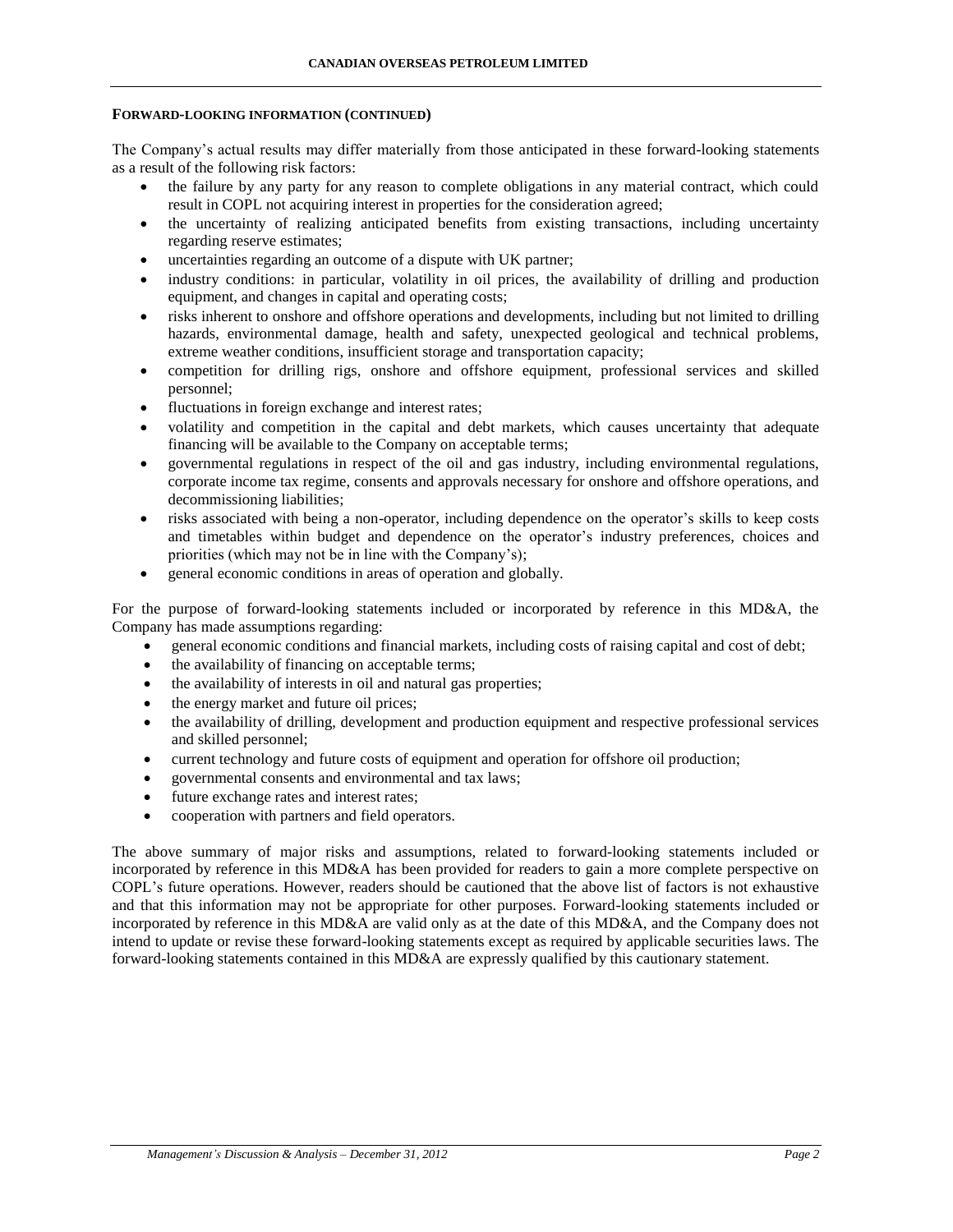## FORWARD-LOOKING INFORMATION (CONTINUED)

The Company's actual results may differ materially from those anticipated in these forward-looking statements as a result of the following risk factors:

- the failure by any party for any reason to complete obligations in any material contract, which could result in COPL not acquiring interest in properties for the consideration agreed;
- the uncertainty of realizing anticipated benefits from existing transactions, including uncertainty regarding reserve estimates;
- uncertainties regarding an outcome of a dispute with UK partner;
- industry conditions: in particular, volatility in oil prices, the availability of drilling and production equipment, and changes in capital and operating costs;
- risks inherent to onshore and offshore operations and developments, including but not limited to drilling hazards, environmental damage, health and safety, unexpected geological and technical problems, extreme weather conditions, insufficient storage and transportation capacity;
- competition for drilling rigs, onshore and offshore equipment, professional services and skilled personnel;
- fluctuations in foreign exchange and interest rates;
- volatility and competition in the capital and debt markets, which causes uncertainty that adequate financing will be available to the Company on acceptable terms;
- governmental regulations in respect of the oil and gas industry, including environmental regulations, corporate income tax regime, consents and approvals necessary for onshore and offshore operations, and decommissioning liabilities;
- risks associated with being a non-operator, including dependence on the operator's skills to keep costs and timetables within budget and dependence on the operator's industry preferences, choices and priorities (which may not be in line with the Company's);
- general economic conditions in areas of operation and globally.

For the purpose of forward-looking statements included or incorporated by reference in this MD&A, the Company has made assumptions regarding:

- general economic conditions and financial markets, including costs of raising capital and cost of debt;
- the availability of financing on acceptable terms;
- the availability of interests in oil and natural gas properties;
- the energy market and future oil prices;
- the availability of drilling, development and production equipment and respective professional services and skilled personnel;
- current technology and future costs of equipment and operation for offshore oil production;
- governmental consents and environmental and tax laws;
- future exchange rates and interest rates;
- cooperation with partners and field operators.

The above summary of major risks and assumptions, related to forward-looking statements included or incorporated by reference in this MD&A has been provided for readers to gain a more complete perspective on COPL's future operations. However, readers should be cautioned that the above list of factors is not exhaustive and that this information may not be appropriate for other purposes. Forward-looking statements included or incorporated by reference in this MD&A are valid only as at the date of this MD&A, and the Company does not intend to update or revise these forward-looking statements except as required by applicable securities laws. The forward-looking statements contained in this MD&A are expressly qualified by this cautionary statement.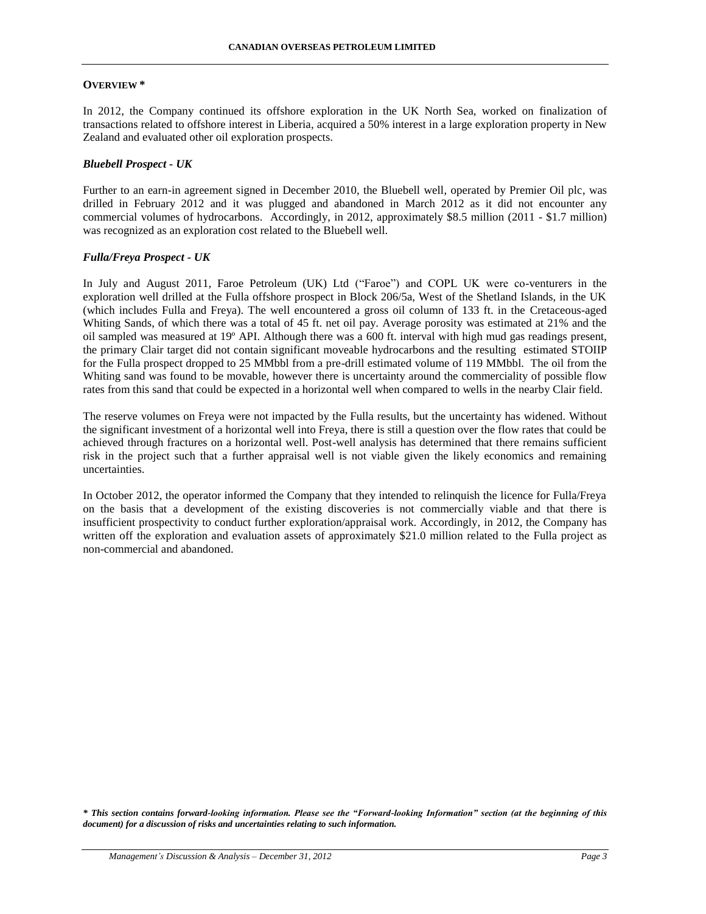## OVERVIEW *

In 2012, the Company continued its offshore exploration in the UK North Sea, worked on finalization of transactions related to offshore interest in Liberia, acquired a 50% interest in a large exploration property in New Zealand and evaluated other oil exploration prospects.

### *Bluebell Prospect - UK*

Further to an earn-in agreement signed in December 2010, the Bluebell well, operated by Premier Oil plc, was drilled in February 2012 and it was plugged and abandoned in March 2012 as it did not encounter any commercial volumes of hydrocarbons. Accordingly, in 2012, approximately $8.5 million (2011 - $1.7 million) was recognized as an exploration cost related to the Bluebell well.

### *Fulla/Freya Prospect - UK*

In July and August 2011, Faroe Petroleum (UK) Ltd ("Faroe") and COPL UK were co-venturers in the exploration well drilled at the Fulla offshore prospect in Block 206/5a, West of the Shetland Islands, in the UK (which includes Fulla and Freya). The well encountered a gross oil column of 133 ft. in the Cretaceous-aged Whiting Sands, of which there was a total of 45 ft. net oil pay. Average porosity was estimated at 21% and the oil sampled was measured at 19º API. Although there was a 600 ft. interval with high mud gas readings present, the primary Clair target did not contain significant moveable hydrocarbons and the resulting estimated STOIIP for the Fulla prospect dropped to 25 MMbbl from a pre-drill estimated volume of 119 MMbbl. The oil from the Whiting sand was found to be movable, however there is uncertainty around the commerciality of possible flow rates from this sand that could be expected in a horizontal well when compared to wells in the nearby Clair field.

The reserve volumes on Freya were not impacted by the Fulla results, but the uncertainty has widened. Without the significant investment of a horizontal well into Freya, there is still a question over the flow rates that could be achieved through fractures on a horizontal well. Post-well analysis has determined that there remains sufficient risk in the project such that a further appraisal well is not viable given the likely economics and remaining uncertainties.

In October 2012, the operator informed the Company that they intended to relinquish the licence for Fulla/Freya on the basis that a development of the existing discoveries is not commercially viable and that there is insufficient prospectivity to conduct further exploration/appraisal work. Accordingly, in 2012, the Company has written off the exploration and evaluation assets of approximately $21.0 million related to the Fulla project as non-commercial and abandoned.

***\* This section contains forward-looking information. Please see the "Forward-looking Information" section (at the beginning of this document) for a discussion of risks and uncertainties relating to such information.***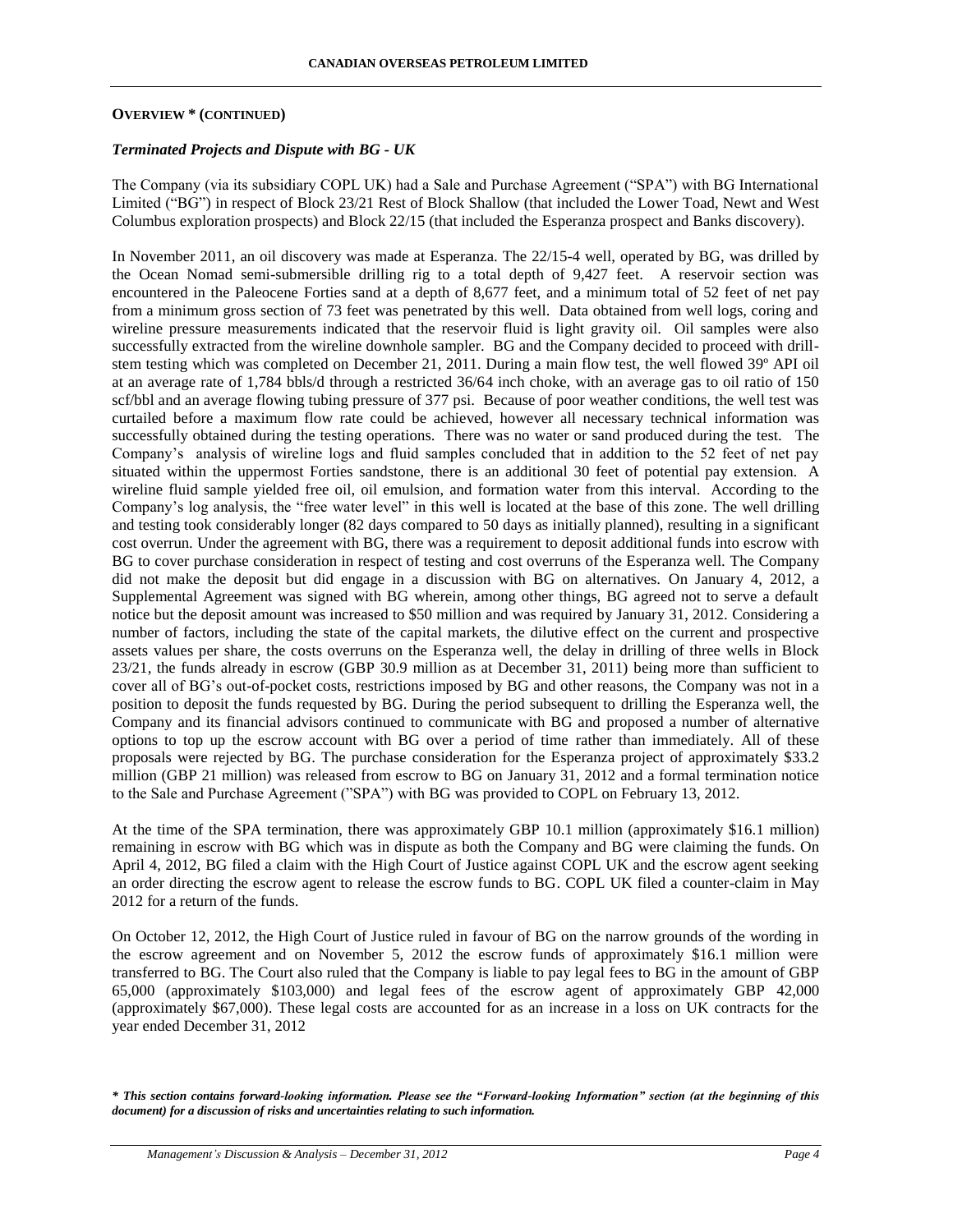**OVERVIEW * (CONTINUED)**

***Terminated Projects and Dispute with BG - UK***

The Company (via its subsidiary COPL UK) had a Sale and Purchase Agreement ("SPA") with BG International Limited ("BG") in respect of Block 23/21 Rest of Block Shallow (that included the Lower Toad, Newt and West Columbus exploration prospects) and Block 22/15 (that included the Esperanza prospect and Banks discovery).

In November 2011, an oil discovery was made at Esperanza. The 22/15-4 well, operated by BG, was drilled by the Ocean Nomad semi-submersible drilling rig to a total depth of 9,427 feet. A reservoir section was encountered in the Paleocene Forties sand at a depth of 8,677 feet, and a minimum total of 52 feet of net pay from a minimum gross section of 73 feet was penetrated by this well. Data obtained from well logs, coring and wireline pressure measurements indicated that the reservoir fluid is light gravity oil. Oil samples were also successfully extracted from the wireline downhole sampler. BG and the Company decided to proceed with drill-stem testing which was completed on December 21, 2011. During a main flow test, the well flowed 39º API oil at an average rate of 1,784 bbls/d through a restricted 36/64 inch choke, with an average gas to oil ratio of 150 scf/bbl and an average flowing tubing pressure of 377 psi. Because of poor weather conditions, the well test was curtailed before a maximum flow rate could be achieved, however all necessary technical information was successfully obtained during the testing operations. There was no water or sand produced during the test. The Company's analysis of wireline logs and fluid samples concluded that in addition to the 52 feet of net pay situated within the uppermost Forties sandstone, there is an additional 30 feet of potential pay extension. A wireline fluid sample yielded free oil, oil emulsion, and formation water from this interval. According to the Company's log analysis, the "free water level" in this well is located at the base of this zone. The well drilling and testing took considerably longer (82 days compared to 50 days as initially planned), resulting in a significant cost overrun. Under the agreement with BG, there was a requirement to deposit additional funds into escrow with BG to cover purchase consideration in respect of testing and cost overruns of the Esperanza well. The Company did not make the deposit but did engage in a discussion with BG on alternatives. On January 4, 2012, a Supplemental Agreement was signed with BG wherein, among other things, BG agreed not to serve a default notice but the deposit amount was increased to $50 million and was required by January 31, 2012. Considering a number of factors, including the state of the capital markets, the dilutive effect on the current and prospective assets values per share, the costs overruns on the Esperanza well, the delay in drilling of three wells in Block 23/21, the funds already in escrow (GBP 30.9 million as at December 31, 2011) being more than sufficient to cover all of BG's out-of-pocket costs, restrictions imposed by BG and other reasons, the Company was not in a position to deposit the funds requested by BG. During the period subsequent to drilling the Esperanza well, the Company and its financial advisors continued to communicate with BG and proposed a number of alternative options to top up the escrow account with BG over a period of time rather than immediately. All of these proposals were rejected by BG. The purchase consideration for the Esperanza project of approximately $33.2 million (GBP 21 million) was released from escrow to BG on January 31, 2012 and a formal termination notice to the Sale and Purchase Agreement ("SPA") with BG was provided to COPL on February 13, 2012.

At the time of the SPA termination, there was approximately GBP 10.1 million (approximately $16.1 million) remaining in escrow with BG which was in dispute as both the Company and BG were claiming the funds. On April 4, 2012, BG filed a claim with the High Court of Justice against COPL UK and the escrow agent seeking an order directing the escrow agent to release the escrow funds to BG. COPL UK filed a counter-claim in May 2012 for a return of the funds.

On October 12, 2012, the High Court of Justice ruled in favour of BG on the narrow grounds of the wording in the escrow agreement and on November 5, 2012 the escrow funds of approximately $16.1 million were transferred to BG. The Court also ruled that the Company is liable to pay legal fees to BG in the amount of GBP 65,000 (approximately $103,000) and legal fees of the escrow agent of approximately GBP 42,000 (approximately $67,000). These legal costs are accounted for as an increase in a loss on UK contracts for the year ended December 31, 2012

***\* This section contains forward-looking information. Please see the "Forward-looking Information" section (at the beginning of this document) for a discussion of risks and uncertainties relating to such information.***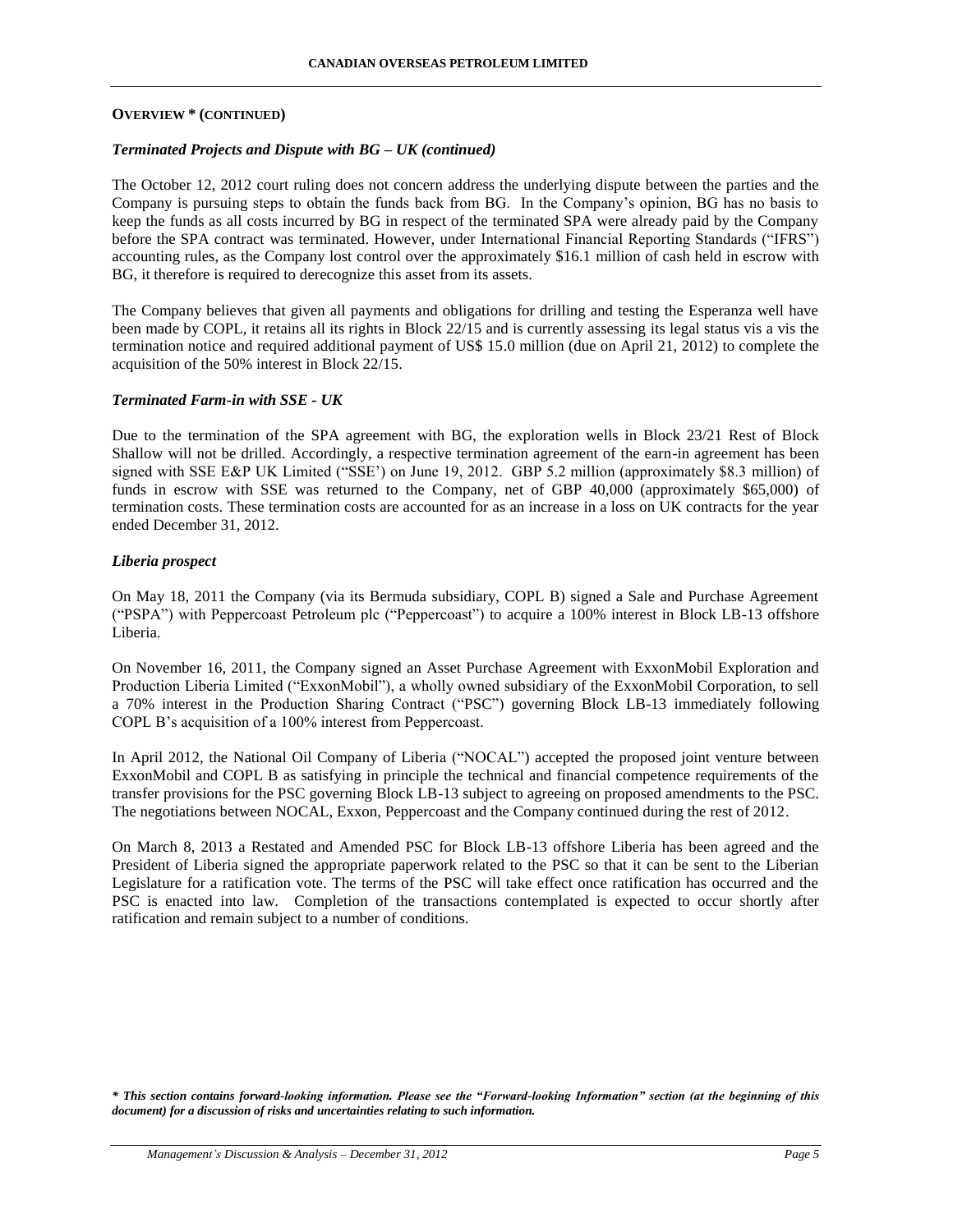**OVERVIEW * (CONTINUED)**

***Terminated Projects and Dispute with BG – UK (continued)***

The October 12, 2012 court ruling does not concern address the underlying dispute between the parties and the Company is pursuing steps to obtain the funds back from BG. In the Company's opinion, BG has no basis to keep the funds as all costs incurred by BG in respect of the terminated SPA were already paid by the Company before the SPA contract was terminated. However, under International Financial Reporting Standards ("IFRS") accounting rules, as the Company lost control over the approximately $16.1 million of cash held in escrow with BG, it therefore is required to derecognize this asset from its assets.

The Company believes that given all payments and obligations for drilling and testing the Esperanza well have been made by COPL, it retains all its rights in Block 22/15 and is currently assessing its legal status vis a vis the termination notice and required additional payment of US$ 15.0 million (due on April 21, 2012) to complete the acquisition of the 50% interest in Block 22/15.

***Terminated Farm-in with SSE - UK***

Due to the termination of the SPA agreement with BG, the exploration wells in Block 23/21 Rest of Block Shallow will not be drilled. Accordingly, a respective termination agreement of the earn-in agreement has been signed with SSE E&P UK Limited ("SSE') on June 19, 2012. GBP 5.2 million (approximately $8.3 million) of funds in escrow with SSE was returned to the Company, net of GBP 40,000 (approximately $65,000) of termination costs. These termination costs are accounted for as an increase in a loss on UK contracts for the year ended December 31, 2012.

***Liberia prospect***

On May 18, 2011 the Company (via its Bermuda subsidiary, COPL B) signed a Sale and Purchase Agreement ("PSPA") with Peppercoast Petroleum plc ("Peppercoast") to acquire a 100% interest in Block LB-13 offshore Liberia.

On November 16, 2011, the Company signed an Asset Purchase Agreement with ExxonMobil Exploration and Production Liberia Limited ("ExxonMobil"), a wholly owned subsidiary of the ExxonMobil Corporation, to sell a 70% interest in the Production Sharing Contract ("PSC") governing Block LB-13 immediately following COPL B's acquisition of a 100% interest from Peppercoast.

In April 2012, the National Oil Company of Liberia ("NOCAL") accepted the proposed joint venture between ExxonMobil and COPL B as satisfying in principle the technical and financial competence requirements of the transfer provisions for the PSC governing Block LB-13 subject to agreeing on proposed amendments to the PSC. The negotiations between NOCAL, Exxon, Peppercoast and the Company continued during the rest of 2012.

On March 8, 2013 a Restated and Amended PSC for Block LB-13 offshore Liberia has been agreed and the President of Liberia signed the appropriate paperwork related to the PSC so that it can be sent to the Liberian Legislature for a ratification vote. The terms of the PSC will take effect once ratification has occurred and the PSC is enacted into law. Completion of the transactions contemplated is expected to occur shortly after ratification and remain subject to a number of conditions.

***\* This section contains forward-looking information. Please see the "Forward-looking Information" section (at the beginning of this document) for a discussion of risks and uncertainties relating to such information.***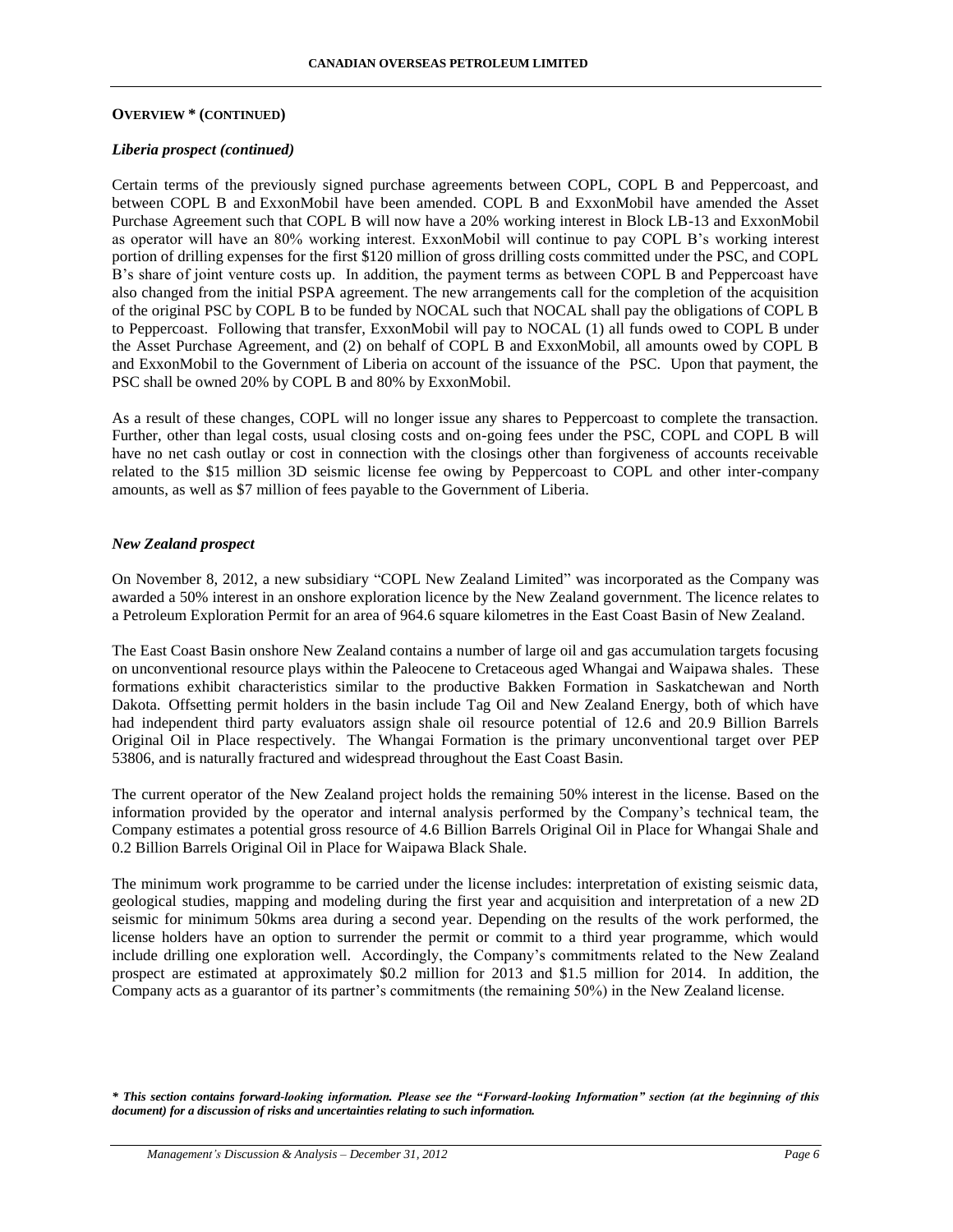**OVERVIEW * (CONTINUED)**

***Liberia prospect (continued)***

Certain terms of the previously signed purchase agreements between COPL, COPL B and Peppercoast, and between COPL B and ExxonMobil have been amended. COPL B and ExxonMobil have amended the Asset Purchase Agreement such that COPL B will now have a 20% working interest in Block LB-13 and ExxonMobil as operator will have an 80% working interest. ExxonMobil will continue to pay COPL B's working interest portion of drilling expenses for the first $120 million of gross drilling costs committed under the PSC, and COPL B's share of joint venture costs up. In addition, the payment terms as between COPL B and Peppercoast have also changed from the initial PSPA agreement. The new arrangements call for the completion of the acquisition of the original PSC by COPL B to be funded by NOCAL such that NOCAL shall pay the obligations of COPL B to Peppercoast. Following that transfer, ExxonMobil will pay to NOCAL (1) all funds owed to COPL B under the Asset Purchase Agreement, and (2) on behalf of COPL B and ExxonMobil, all amounts owed by COPL B and ExxonMobil to the Government of Liberia on account of the issuance of the PSC. Upon that payment, the PSC shall be owned 20% by COPL B and 80% by ExxonMobil.

As a result of these changes, COPL will no longer issue any shares to Peppercoast to complete the transaction. Further, other than legal costs, usual closing costs and on-going fees under the PSC, COPL and COPL B will have no net cash outlay or cost in connection with the closings other than forgiveness of accounts receivable related to the $15 million 3D seismic license fee owing by Peppercoast to COPL and other inter-company amounts, as well as $7 million of fees payable to the Government of Liberia.

***New Zealand prospect***

On November 8, 2012, a new subsidiary "COPL New Zealand Limited" was incorporated as the Company was awarded a 50% interest in an onshore exploration licence by the New Zealand government. The licence relates to a Petroleum Exploration Permit for an area of 964.6 square kilometres in the East Coast Basin of New Zealand.

The East Coast Basin onshore New Zealand contains a number of large oil and gas accumulation targets focusing on unconventional resource plays within the Paleocene to Cretaceous aged Whangai and Waipawa shales. These formations exhibit characteristics similar to the productive Bakken Formation in Saskatchewan and North Dakota. Offsetting permit holders in the basin include Tag Oil and New Zealand Energy, both of which have had independent third party evaluators assign shale oil resource potential of 12.6 and 20.9 Billion Barrels Original Oil in Place respectively. The Whangai Formation is the primary unconventional target over PEP 53806, and is naturally fractured and widespread throughout the East Coast Basin.

The current operator of the New Zealand project holds the remaining 50% interest in the license. Based on the information provided by the operator and internal analysis performed by the Company's technical team, the Company estimates a potential gross resource of 4.6 Billion Barrels Original Oil in Place for Whangai Shale and 0.2 Billion Barrels Original Oil in Place for Waipawa Black Shale.

The minimum work programme to be carried under the license includes: interpretation of existing seismic data, geological studies, mapping and modeling during the first year and acquisition and interpretation of a new 2D seismic for minimum 50kms area during a second year. Depending on the results of the work performed, the license holders have an option to surrender the permit or commit to a third year programme, which would include drilling one exploration well. Accordingly, the Company's commitments related to the New Zealand prospect are estimated at approximately $0.2 million for 2013 and $1.5 million for 2014. In addition, the Company acts as a guarantor of its partner's commitments (the remaining 50%) in the New Zealand license.

***\* This section contains forward-looking information. Please see the "Forward-looking Information" section (at the beginning of this document) for a discussion of risks and uncertainties relating to such information.***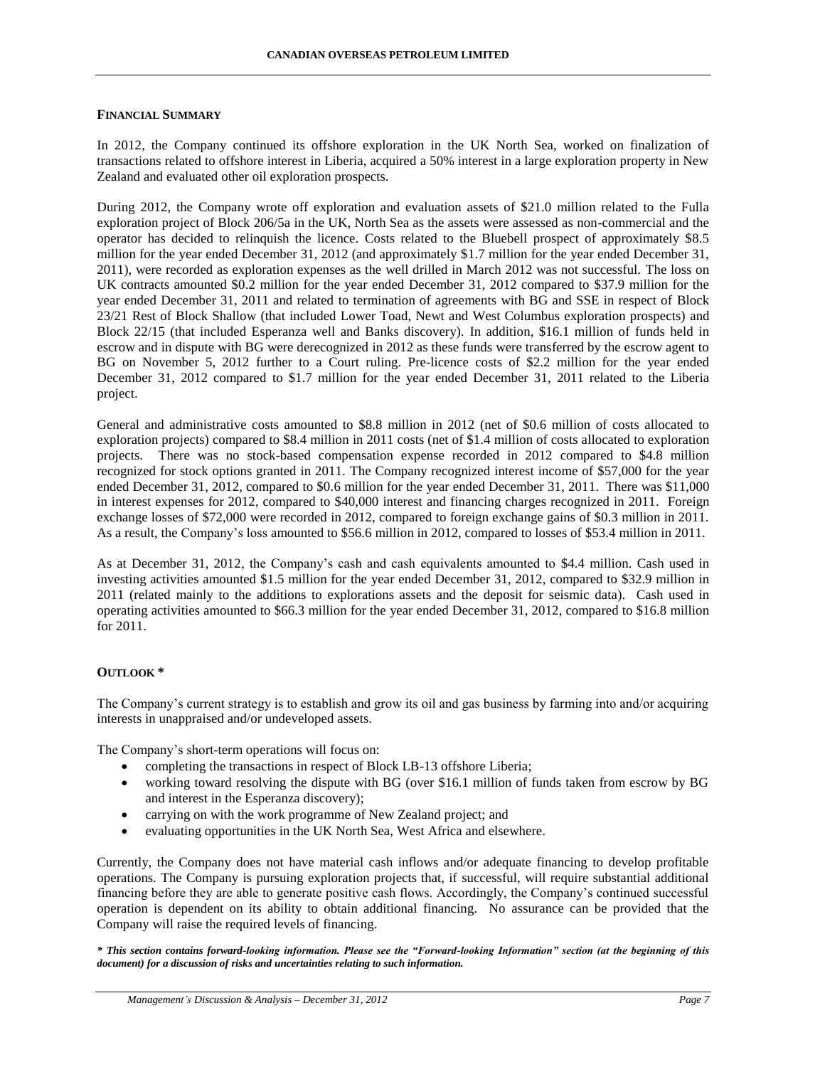## FINANCIAL SUMMARY

In 2012, the Company continued its offshore exploration in the UK North Sea, worked on finalization of transactions related to offshore interest in Liberia, acquired a 50% interest in a large exploration property in New Zealand and evaluated other oil exploration prospects.

During 2012, the Company wrote off exploration and evaluation assets of $21.0 million related to the Fulla exploration project of Block 206/5a in the UK, North Sea as the assets were assessed as non-commercial and the operator has decided to relinquish the licence. Costs related to the Bluebell prospect of approximately $8.5 million for the year ended December 31, 2012 (and approximately $1.7 million for the year ended December 31, 2011), were recorded as exploration expenses as the well drilled in March 2012 was not successful. The loss on UK contracts amounted $0.2 million for the year ended December 31, 2012 compared to $37.9 million for the year ended December 31, 2011 and related to termination of agreements with BG and SSE in respect of Block 23/21 Rest of Block Shallow (that included Lower Toad, Newt and West Columbus exploration prospects) and Block 22/15 (that included Esperanza well and Banks discovery). In addition, $16.1 million of funds held in escrow and in dispute with BG were derecognized in 2012 as these funds were transferred by the escrow agent to BG on November 5, 2012 further to a Court ruling. Pre-licence costs of $2.2 million for the year ended December 31, 2012 compared to $1.7 million for the year ended December 31, 2011 related to the Liberia project.

General and administrative costs amounted to $8.8 million in 2012 (net of $0.6 million of costs allocated to exploration projects) compared to $8.4 million in 2011 costs (net of $1.4 million of costs allocated to exploration projects. There was no stock-based compensation expense recorded in 2012 compared to $4.8 million recognized for stock options granted in 2011. The Company recognized interest income of $57,000 for the year ended December 31, 2012, compared to $0.6 million for the year ended December 31, 2011. There was $11,000 in interest expenses for 2012, compared to $40,000 interest and financing charges recognized in 2011. Foreign exchange losses of $72,000 were recorded in 2012, compared to foreign exchange gains of $0.3 million in 2011. As a result, the Company's loss amounted to $56.6 million in 2012, compared to losses of $53.4 million in 2011.

As at December 31, 2012, the Company's cash and cash equivalents amounted to $4.4 million. Cash used in investing activities amounted $1.5 million for the year ended December 31, 2012, compared to $32.9 million in 2011 (related mainly to the additions to explorations assets and the deposit for seismic data). Cash used in operating activities amounted to $66.3 million for the year ended December 31, 2012, compared to $16.8 million for 2011.

## OUTLOOK *

The Company's current strategy is to establish and grow its oil and gas business by farming into and/or acquiring interests in unappraised and/or undeveloped assets.

The Company's short-term operations will focus on:

- completing the transactions in respect of Block LB-13 offshore Liberia;
- working toward resolving the dispute with BG (over $16.1 million of funds taken from escrow by BG and interest in the Esperanza discovery);
- carrying on with the work programme of New Zealand project; and
- evaluating opportunities in the UK North Sea, West Africa and elsewhere.

Currently, the Company does not have material cash inflows and/or adequate financing to develop profitable operations. The Company is pursuing exploration projects that, if successful, will require substantial additional financing before they are able to generate positive cash flows. Accordingly, the Company's continued successful operation is dependent on its ability to obtain additional financing. No assurance can be provided that the Company will raise the required levels of financing.

***\* This section contains forward-looking information. Please see the "Forward-looking Information" section (at the beginning of this document) for a discussion of risks and uncertainties relating to such information.***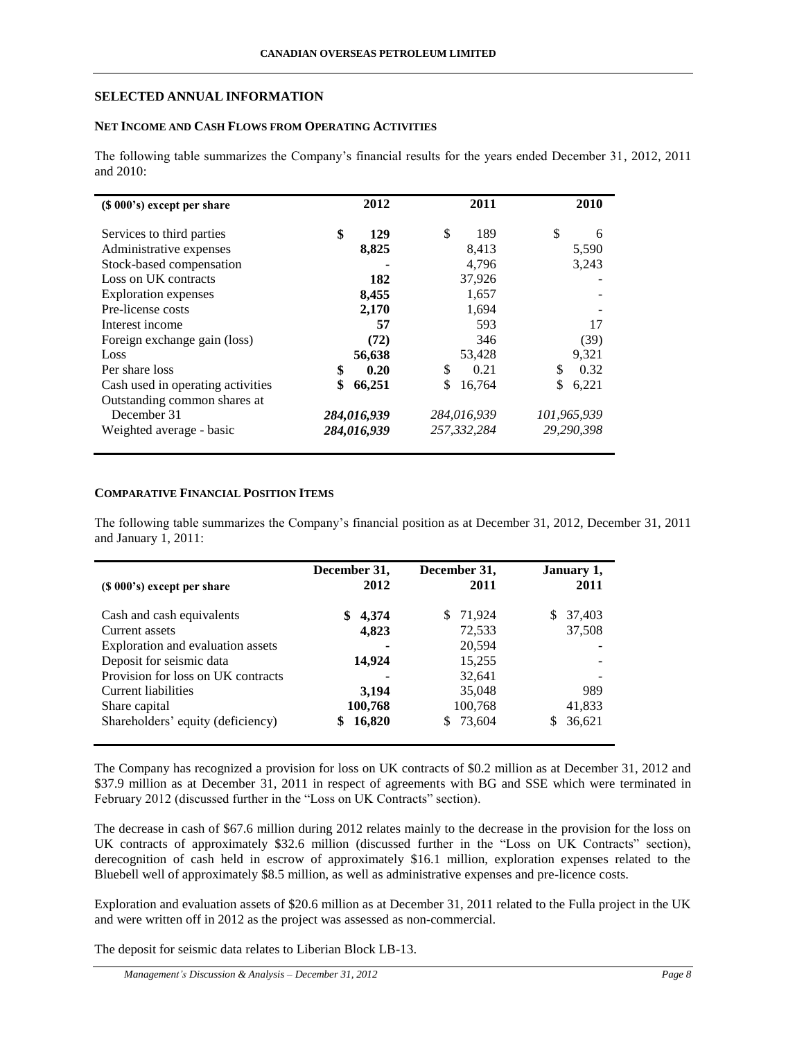## SELECTED ANNUAL INFORMATION

### NET INCOME AND CASH FLOWS FROM OPERATING ACTIVITIES

The following table summarizes the Company's financial results for the years ended December 31, 2012, 2011 and 2010:

| ($ 000's) except per share | 2012 | 2011 | 2010 |
|---|---|---|---|
| Services to third parties | **$ 129** | $ 189 | $ 6 |
| Administrative expenses | **8,825** | 8,413 | 5,590 |
| Stock-based compensation | **-** | 4,796 | 3,243 |
| Loss on UK contracts | **182** | 37,926 | - |
| Exploration expenses | **8,455** | 1,657 | - |
| Pre-license costs | **2,170** | 1,694 | - |
| Interest income | **57** | 593 | 17 |
| Foreign exchange gain (loss) | **(72)** | 346 | (39) |
| Loss | **56,638** | 53,428 | 9,321 |
| Per share loss | **$ 0.20** | $ 0.21 | $ 0.32 |
| Cash used in operating activities | **$ 66,251** | $ 16,764 | $ 6,221 |
| Outstanding common shares at December 31 | ***284,016,939*** | *284,016,939* | *101,965,939* |
| Weighted average - basic | ***284,016,939*** | *257,332,284* | *29,290,398* |

### COMPARATIVE FINANCIAL POSITION ITEMS

The following table summarizes the Company's financial position as at December 31, 2012, December 31, 2011 and January 1, 2011:

| ($ 000's) except per share | December 31, 2012 | December 31, 2011 | January 1, 2011 |
|---|---|---|---|
| Cash and cash equivalents | **$ 4,374** | $ 71,924 | $ 37,403 |
| Current assets | **4,823** | 72,533 | 37,508 |
| Exploration and evaluation assets | **-** | 20,594 | - |
| Deposit for seismic data | **14,924** | 15,255 | - |
| Provision for loss on UK contracts | **-** | 32,641 | - |
| Current liabilities | **3,194** | 35,048 | 989 |
| Share capital | **100,768** | 100,768 | 41,833 |
| Shareholders' equity (deficiency) | **$ 16,820** | $ 73,604 | $ 36,621 |

The Company has recognized a provision for loss on UK contracts of $0.2 million as at December 31, 2012 and $37.9 million as at December 31, 2011 in respect of agreements with BG and SSE which were terminated in February 2012 (discussed further in the "Loss on UK Contracts" section).

The decrease in cash of $67.6 million during 2012 relates mainly to the decrease in the provision for the loss on UK contracts of approximately $32.6 million (discussed further in the "Loss on UK Contracts" section), derecognition of cash held in escrow of approximately $16.1 million, exploration expenses related to the Bluebell well of approximately $8.5 million, as well as administrative expenses and pre-licence costs.

Exploration and evaluation assets of $20.6 million as at December 31, 2011 related to the Fulla project in the UK and were written off in 2012 as the project was assessed as non-commercial.

The deposit for seismic data relates to Liberian Block LB-13.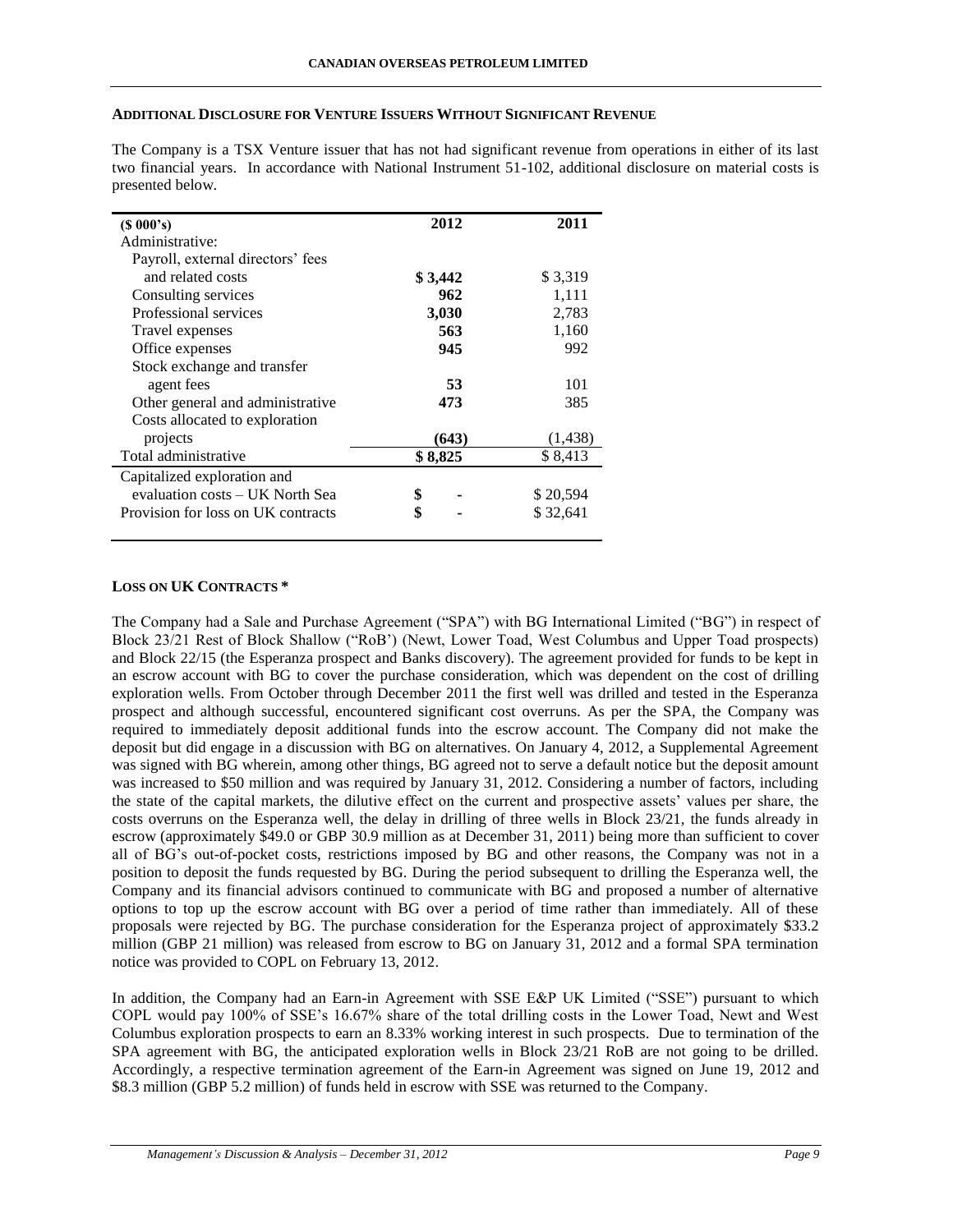## ADDITIONAL DISCLOSURE FOR VENTURE ISSUERS WITHOUT SIGNIFICANT REVENUE

The Company is a TSX Venture issuer that has not had significant revenue from operations in either of its last two financial years. In accordance with National Instrument 51-102, additional disclosure on material costs is presented below.

| ($ 000's) | 2012 | 2011 |
|---|---|---|
| Administrative: | | |
| Payroll, external directors' fees and related costs | **$ 3,442** | $ 3,319 |
| Consulting services | **962** | 1,111 |
| Professional services | **3,030** | 2,783 |
| Travel expenses | **563** | 1,160 |
| Office expenses | **945** | 992 |
| Stock exchange and transfer agent fees | **53** | 101 |
| Other general and administrative | **473** | 385 |
| Costs allocated to exploration projects | **(643)** | (1,438) |
| Total administrative | **$ 8,825** | $ 8,413 |
| Capitalized exploration and evaluation costs – UK North Sea | **$ -** | $ 20,594 |
| Provision for loss on UK contracts | **$ -** | $ 32,641 |

## LOSS ON UK CONTRACTS *

The Company had a Sale and Purchase Agreement ("SPA") with BG International Limited ("BG") in respect of Block 23/21 Rest of Block Shallow ("RoB') (Newt, Lower Toad, West Columbus and Upper Toad prospects) and Block 22/15 (the Esperanza prospect and Banks discovery). The agreement provided for funds to be kept in an escrow account with BG to cover the purchase consideration, which was dependent on the cost of drilling exploration wells. From October through December 2011 the first well was drilled and tested in the Esperanza prospect and although successful, encountered significant cost overruns. As per the SPA, the Company was required to immediately deposit additional funds into the escrow account. The Company did not make the deposit but did engage in a discussion with BG on alternatives. On January 4, 2012, a Supplemental Agreement was signed with BG wherein, among other things, BG agreed not to serve a default notice but the deposit amount was increased to $50 million and was required by January 31, 2012. Considering a number of factors, including the state of the capital markets, the dilutive effect on the current and prospective assets' values per share, the costs overruns on the Esperanza well, the delay in drilling of three wells in Block 23/21, the funds already in escrow (approximately $49.0 or GBP 30.9 million as at December 31, 2011) being more than sufficient to cover all of BG's out-of-pocket costs, restrictions imposed by BG and other reasons, the Company was not in a position to deposit the funds requested by BG. During the period subsequent to drilling the Esperanza well, the Company and its financial advisors continued to communicate with BG and proposed a number of alternative options to top up the escrow account with BG over a period of time rather than immediately. All of these proposals were rejected by BG. The purchase consideration for the Esperanza project of approximately $33.2 million (GBP 21 million) was released from escrow to BG on January 31, 2012 and a formal SPA termination notice was provided to COPL on February 13, 2012.

In addition, the Company had an Earn-in Agreement with SSE E&P UK Limited ("SSE") pursuant to which COPL would pay 100% of SSE's 16.67% share of the total drilling costs in the Lower Toad, Newt and West Columbus exploration prospects to earn an 8.33% working interest in such prospects. Due to termination of the SPA agreement with BG, the anticipated exploration wells in Block 23/21 RoB are not going to be drilled. Accordingly, a respective termination agreement of the Earn-in Agreement was signed on June 19, 2012 and $8.3 million (GBP 5.2 million) of funds held in escrow with SSE was returned to the Company.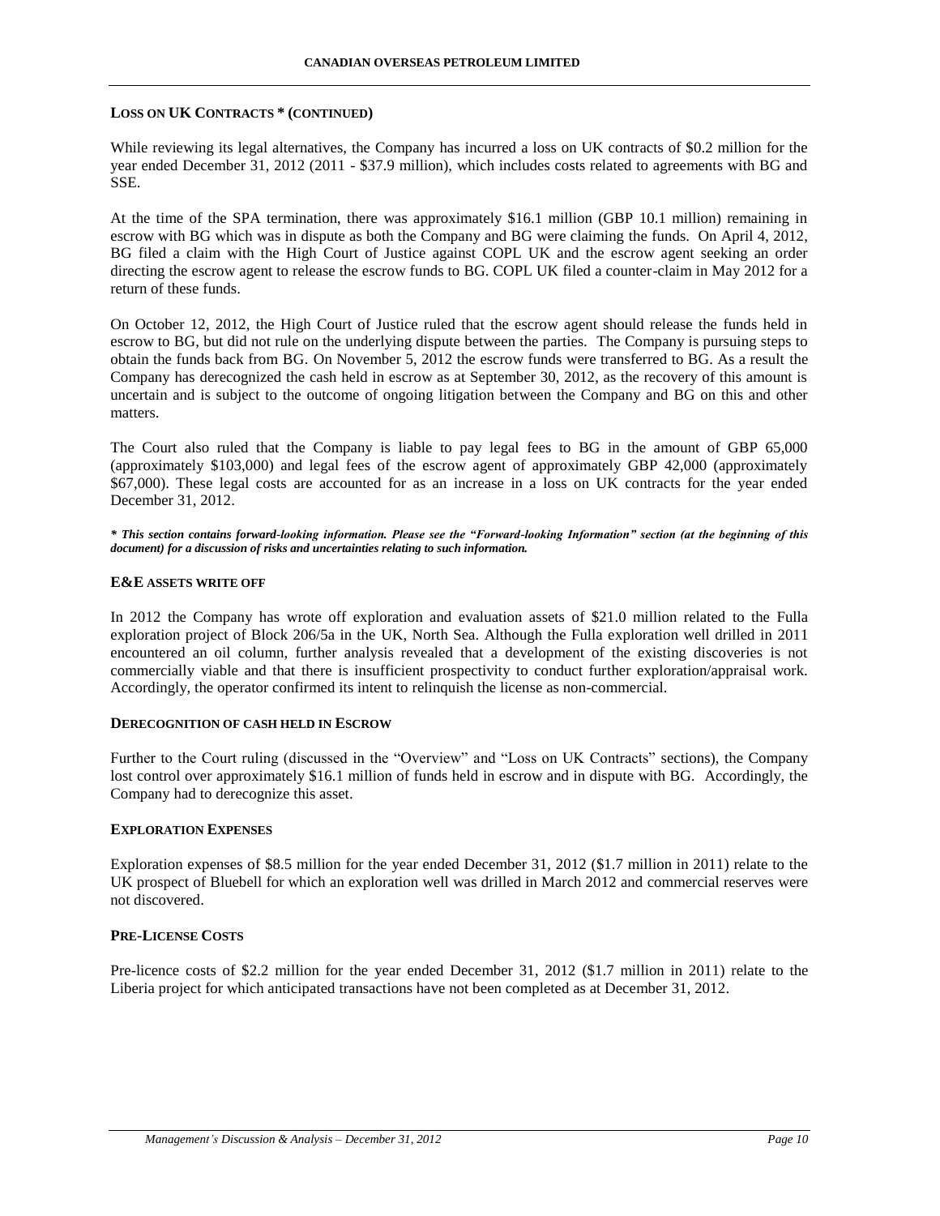### LOSS ON UK CONTRACTS * (CONTINUED)

While reviewing its legal alternatives, the Company has incurred a loss on UK contracts of $0.2 million for the year ended December 31, 2012 (2011 - $37.9 million), which includes costs related to agreements with BG and SSE.

At the time of the SPA termination, there was approximately $16.1 million (GBP 10.1 million) remaining in escrow with BG which was in dispute as both the Company and BG were claiming the funds. On April 4, 2012, BG filed a claim with the High Court of Justice against COPL UK and the escrow agent seeking an order directing the escrow agent to release the escrow funds to BG. COPL UK filed a counter-claim in May 2012 for a return of these funds.

On October 12, 2012, the High Court of Justice ruled that the escrow agent should release the funds held in escrow to BG, but did not rule on the underlying dispute between the parties. The Company is pursuing steps to obtain the funds back from BG. On November 5, 2012 the escrow funds were transferred to BG. As a result the Company has derecognized the cash held in escrow as at September 30, 2012, as the recovery of this amount is uncertain and is subject to the outcome of ongoing litigation between the Company and BG on this and other matters.

The Court also ruled that the Company is liable to pay legal fees to BG in the amount of GBP 65,000 (approximately $103,000) and legal fees of the escrow agent of approximately GBP 42,000 (approximately $67,000). These legal costs are accounted for as an increase in a loss on UK contracts for the year ended December 31, 2012.

***\* This section contains forward-looking information. Please see the "Forward-looking Information" section (at the beginning of this document) for a discussion of risks and uncertainties relating to such information.***

### E&E ASSETS WRITE OFF

In 2012 the Company has wrote off exploration and evaluation assets of $21.0 million related to the Fulla exploration project of Block 206/5a in the UK, North Sea. Although the Fulla exploration well drilled in 2011 encountered an oil column, further analysis revealed that a development of the existing discoveries is not commercially viable and that there is insufficient prospectivity to conduct further exploration/appraisal work. Accordingly, the operator confirmed its intent to relinquish the license as non-commercial.

### DERECOGNITION OF CASH HELD IN ESCROW

Further to the Court ruling (discussed in the "Overview" and "Loss on UK Contracts" sections), the Company lost control over approximately $16.1 million of funds held in escrow and in dispute with BG. Accordingly, the Company had to derecognize this asset.

### EXPLORATION EXPENSES

Exploration expenses of $8.5 million for the year ended December 31, 2012 ($1.7 million in 2011) relate to the UK prospect of Bluebell for which an exploration well was drilled in March 2012 and commercial reserves were not discovered.

### PRE-LICENSE COSTS

Pre-licence costs of $2.2 million for the year ended December 31, 2012 ($1.7 million in 2011) relate to the Liberia project for which anticipated transactions have not been completed as at December 31, 2012.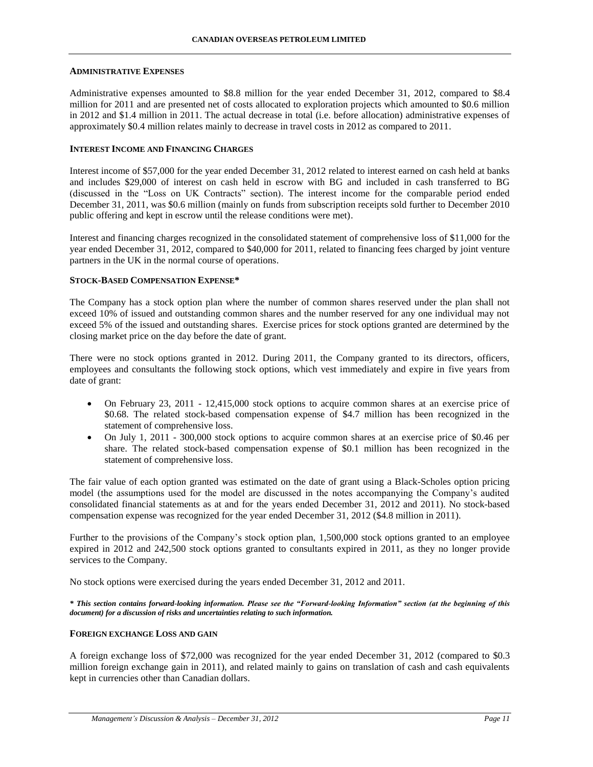## ADMINISTRATIVE EXPENSES

Administrative expenses amounted to $8.8 million for the year ended December 31, 2012, compared to $8.4 million for 2011 and are presented net of costs allocated to exploration projects which amounted to $0.6 million in 2012 and $1.4 million in 2011. The actual decrease in total (i.e. before allocation) administrative expenses of approximately $0.4 million relates mainly to decrease in travel costs in 2012 as compared to 2011.

## INTEREST INCOME AND FINANCING CHARGES

Interest income of $57,000 for the year ended December 31, 2012 related to interest earned on cash held at banks and includes $29,000 of interest on cash held in escrow with BG and included in cash transferred to BG (discussed in the "Loss on UK Contracts" section). The interest income for the comparable period ended December 31, 2011, was $0.6 million (mainly on funds from subscription receipts sold further to December 2010 public offering and kept in escrow until the release conditions were met).

Interest and financing charges recognized in the consolidated statement of comprehensive loss of $11,000 for the year ended December 31, 2012, compared to $40,000 for 2011, related to financing fees charged by joint venture partners in the UK in the normal course of operations.

## STOCK-BASED COMPENSATION EXPENSE*

The Company has a stock option plan where the number of common shares reserved under the plan shall not exceed 10% of issued and outstanding common shares and the number reserved for any one individual may not exceed 5% of the issued and outstanding shares. Exercise prices for stock options granted are determined by the closing market price on the day before the date of grant.

There were no stock options granted in 2012. During 2011, the Company granted to its directors, officers, employees and consultants the following stock options, which vest immediately and expire in five years from date of grant:

- On February 23, 2011 - 12,415,000 stock options to acquire common shares at an exercise price of $0.68. The related stock-based compensation expense of $4.7 million has been recognized in the statement of comprehensive loss.
- On July 1, 2011 - 300,000 stock options to acquire common shares at an exercise price of $0.46 per share. The related stock-based compensation expense of $0.1 million has been recognized in the statement of comprehensive loss.

The fair value of each option granted was estimated on the date of grant using a Black-Scholes option pricing model (the assumptions used for the model are discussed in the notes accompanying the Company's audited consolidated financial statements as at and for the years ended December 31, 2012 and 2011). No stock-based compensation expense was recognized for the year ended December 31, 2012 ($4.8 million in 2011).

Further to the provisions of the Company's stock option plan, 1,500,000 stock options granted to an employee expired in 2012 and 242,500 stock options granted to consultants expired in 2011, as they no longer provide services to the Company.

No stock options were exercised during the years ended December 31, 2012 and 2011.

***\* This section contains forward-looking information. Please see the "Forward-looking Information" section (at the beginning of this document) for a discussion of risks and uncertainties relating to such information.***

## FOREIGN EXCHANGE LOSS AND GAIN

A foreign exchange loss of $72,000 was recognized for the year ended December 31, 2012 (compared to $0.3 million foreign exchange gain in 2011), and related mainly to gains on translation of cash and cash equivalents kept in currencies other than Canadian dollars.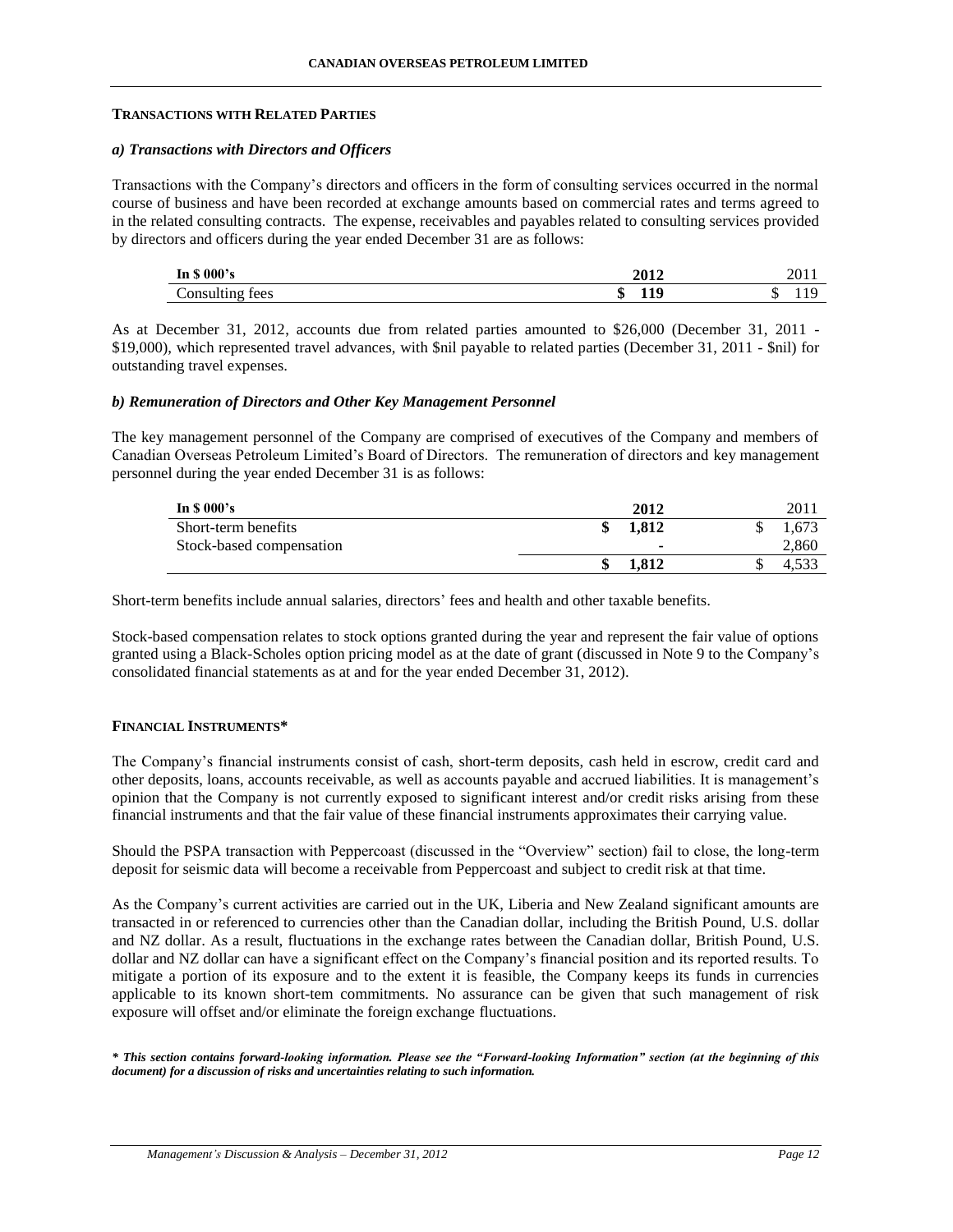## TRANSACTIONS WITH RELATED PARTIES

### *a) Transactions with Directors and Officers*

Transactions with the Company's directors and officers in the form of consulting services occurred in the normal course of business and have been recorded at exchange amounts based on commercial rates and terms agreed to in the related consulting contracts. The expense, receivables and payables related to consulting services provided by directors and officers during the year ended December 31 are as follows:

| In $ 000's | 2012 | 2011 |
|---|---|---|
| Consulting fees | **$ 119** | $ 119 |

As at December 31, 2012, accounts due from related parties amounted to $26,000 (December 31, 2011 - $19,000), which represented travel advances, with $nil payable to related parties (December 31, 2011 - $nil) for outstanding travel expenses.

### *b) Remuneration of Directors and Other Key Management Personnel*

The key management personnel of the Company are comprised of executives of the Company and members of Canadian Overseas Petroleum Limited's Board of Directors. The remuneration of directors and key management personnel during the year ended December 31 is as follows:

| In $ 000's | 2012 | 2011 |
|---|---|---|
| Short-term benefits | **$ 1,812** | $ 1,673 |
| Stock-based compensation | **-** | 2,860 |
| | **$ 1,812** | $ 4,533 |

Short-term benefits include annual salaries, directors' fees and health and other taxable benefits.

Stock-based compensation relates to stock options granted during the year and represent the fair value of options granted using a Black-Scholes option pricing model as at the date of grant (discussed in Note 9 to the Company's consolidated financial statements as at and for the year ended December 31, 2012).

## FINANCIAL INSTRUMENTS*

The Company's financial instruments consist of cash, short-term deposits, cash held in escrow, credit card and other deposits, loans, accounts receivable, as well as accounts payable and accrued liabilities. It is management's opinion that the Company is not currently exposed to significant interest and/or credit risks arising from these financial instruments and that the fair value of these financial instruments approximates their carrying value.

Should the PSPA transaction with Peppercoast (discussed in the "Overview" section) fail to close, the long-term deposit for seismic data will become a receivable from Peppercoast and subject to credit risk at that time.

As the Company's current activities are carried out in the UK, Liberia and New Zealand significant amounts are transacted in or referenced to currencies other than the Canadian dollar, including the British Pound, U.S. dollar and NZ dollar. As a result, fluctuations in the exchange rates between the Canadian dollar, British Pound, U.S. dollar and NZ dollar can have a significant effect on the Company's financial position and its reported results. To mitigate a portion of its exposure and to the extent it is feasible, the Company keeps its funds in currencies applicable to its known short-tem commitments. No assurance can be given that such management of risk exposure will offset and/or eliminate the foreign exchange fluctuations.

***\* This section contains forward-looking information. Please see the "Forward-looking Information" section (at the beginning of this document) for a discussion of risks and uncertainties relating to such information.***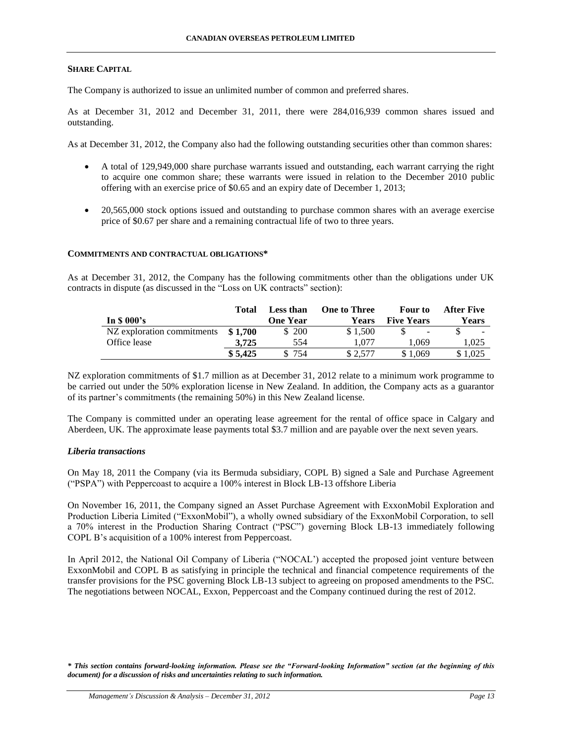## SHARE CAPITAL

The Company is authorized to issue an unlimited number of common and preferred shares.

As at December 31, 2012 and December 31, 2011, there were 284,016,939 common shares issued and outstanding.

As at December 31, 2012, the Company also had the following outstanding securities other than common shares:

- A total of 129,949,000 share purchase warrants issued and outstanding, each warrant carrying the right to acquire one common share; these warrants were issued in relation to the December 2010 public offering with an exercise price of $0.65 and an expiry date of December 1, 2013;
- 20,565,000 stock options issued and outstanding to purchase common shares with an average exercise price of $0.67 per share and a remaining contractual life of two to three years.

## COMMITMENTS AND CONTRACTUAL OBLIGATIONS*

As at December 31, 2012, the Company has the following commitments other than the obligations under UK contracts in dispute (as discussed in the "Loss on UK contracts" section):

| In $ 000's | Total | Less than One Year | One to Three Years | Four to Five Years | After Five Years |
|---|---|---|---|---|---|
| NZ exploration commitments | **$ 1,700** | $ 200 | $ 1,500 | $ - | $ - |
| Office lease | **3,725** | 554 | 1,077 | 1,069 | 1,025 |
| | **$ 5,425** | $ 754 | $ 2,577 | $ 1,069 | $ 1,025 |

NZ exploration commitments of $1.7 million as at December 31, 2012 relate to a minimum work programme to be carried out under the 50% exploration license in New Zealand. In addition, the Company acts as a guarantor of its partner's commitments (the remaining 50%) in this New Zealand license.

The Company is committed under an operating lease agreement for the rental of office space in Calgary and Aberdeen, UK. The approximate lease payments total $3.7 million and are payable over the next seven years.

### *Liberia transactions*

On May 18, 2011 the Company (via its Bermuda subsidiary, COPL B) signed a Sale and Purchase Agreement ("PSPA") with Peppercoast to acquire a 100% interest in Block LB-13 offshore Liberia

On November 16, 2011, the Company signed an Asset Purchase Agreement with ExxonMobil Exploration and Production Liberia Limited ("ExxonMobil"), a wholly owned subsidiary of the ExxonMobil Corporation, to sell a 70% interest in the Production Sharing Contract ("PSC") governing Block LB-13 immediately following COPL B's acquisition of a 100% interest from Peppercoast.

In April 2012, the National Oil Company of Liberia ("NOCAL') accepted the proposed joint venture between ExxonMobil and COPL B as satisfying in principle the technical and financial competence requirements of the transfer provisions for the PSC governing Block LB-13 subject to agreeing on proposed amendments to the PSC. The negotiations between NOCAL, Exxon, Peppercoast and the Company continued during the rest of 2012.

***\* This section contains forward-looking information. Please see the "Forward-looking Information" section (at the beginning of this document) for a discussion of risks and uncertainties relating to such information.***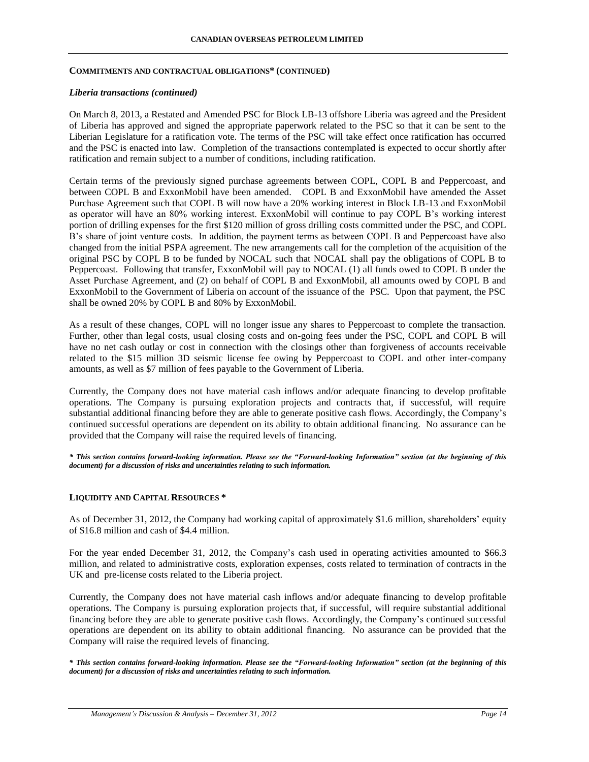## COMMITMENTS AND CONTRACTUAL OBLIGATIONS* (CONTINUED)

### *Liberia transactions (continued)*

On March 8, 2013, a Restated and Amended PSC for Block LB-13 offshore Liberia was agreed and the President of Liberia has approved and signed the appropriate paperwork related to the PSC so that it can be sent to the Liberian Legislature for a ratification vote. The terms of the PSC will take effect once ratification has occurred and the PSC is enacted into law. Completion of the transactions contemplated is expected to occur shortly after ratification and remain subject to a number of conditions, including ratification.

Certain terms of the previously signed purchase agreements between COPL, COPL B and Peppercoast, and between COPL B and ExxonMobil have been amended. COPL B and ExxonMobil have amended the Asset Purchase Agreement such that COPL B will now have a 20% working interest in Block LB-13 and ExxonMobil as operator will have an 80% working interest. ExxonMobil will continue to pay COPL B's working interest portion of drilling expenses for the first $120 million of gross drilling costs committed under the PSC, and COPL B's share of joint venture costs. In addition, the payment terms as between COPL B and Peppercoast have also changed from the initial PSPA agreement. The new arrangements call for the completion of the acquisition of the original PSC by COPL B to be funded by NOCAL such that NOCAL shall pay the obligations of COPL B to Peppercoast. Following that transfer, ExxonMobil will pay to NOCAL (1) all funds owed to COPL B under the Asset Purchase Agreement, and (2) on behalf of COPL B and ExxonMobil, all amounts owed by COPL B and ExxonMobil to the Government of Liberia on account of the issuance of the PSC. Upon that payment, the PSC shall be owned 20% by COPL B and 80% by ExxonMobil.

As a result of these changes, COPL will no longer issue any shares to Peppercoast to complete the transaction. Further, other than legal costs, usual closing costs and on-going fees under the PSC, COPL and COPL B will have no net cash outlay or cost in connection with the closings other than forgiveness of accounts receivable related to the $15 million 3D seismic license fee owing by Peppercoast to COPL and other inter-company amounts, as well as $7 million of fees payable to the Government of Liberia.

Currently, the Company does not have material cash inflows and/or adequate financing to develop profitable operations. The Company is pursuing exploration projects and contracts that, if successful, will require substantial additional financing before they are able to generate positive cash flows. Accordingly, the Company's continued successful operations are dependent on its ability to obtain additional financing. No assurance can be provided that the Company will raise the required levels of financing.

***\* This section contains forward-looking information. Please see the "Forward-looking Information" section (at the beginning of this document) for a discussion of risks and uncertainties relating to such information.***

## LIQUIDITY AND CAPITAL RESOURCES *

As of December 31, 2012, the Company had working capital of approximately $1.6 million, shareholders' equity of $16.8 million and cash of $4.4 million.

For the year ended December 31, 2012, the Company's cash used in operating activities amounted to $66.3 million, and related to administrative costs, exploration expenses, costs related to termination of contracts in the UK and pre-license costs related to the Liberia project.

Currently, the Company does not have material cash inflows and/or adequate financing to develop profitable operations. The Company is pursuing exploration projects that, if successful, will require substantial additional financing before they are able to generate positive cash flows. Accordingly, the Company's continued successful operations are dependent on its ability to obtain additional financing. No assurance can be provided that the Company will raise the required levels of financing.

***\* This section contains forward-looking information. Please see the "Forward-looking Information" section (at the beginning of this document) for a discussion of risks and uncertainties relating to such information.***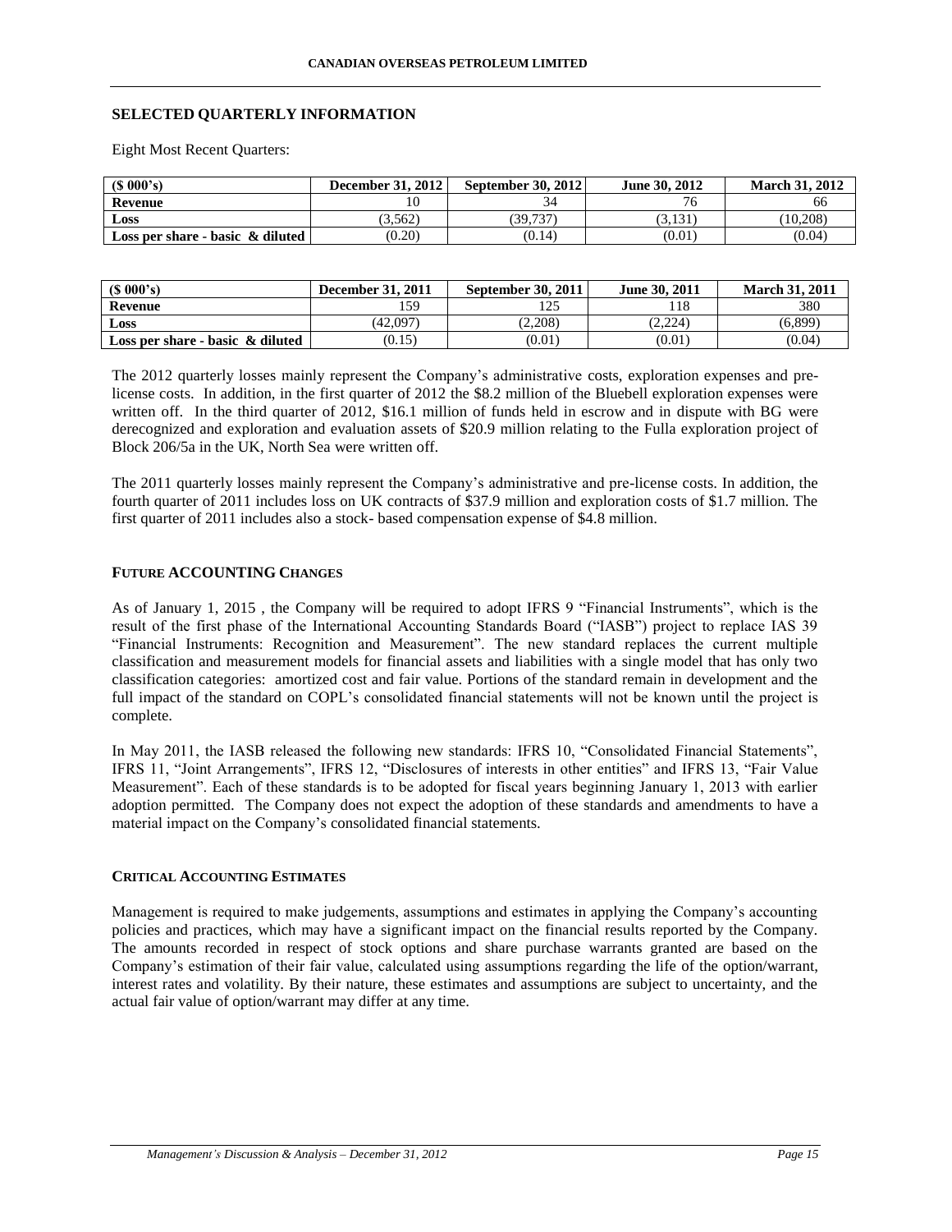## SELECTED QUARTERLY INFORMATION

Eight Most Recent Quarters:

| ($ 000's) | December 31, 2012 | September 30, 2012 | June 30, 2012 | March 31, 2012 |
|---|---|---|---|---|
| **Revenue** | 10 | 34 | 76 | 66 |
| **Loss** | (3,562) | (39,737) | (3,131) | (10,208) |
| **Loss per share - basic & diluted** | (0.20) | (0.14) | (0.01) | (0.04) |

| ($ 000's) | December 31, 2011 | September 30, 2011 | June 30, 2011 | March 31, 2011 |
|---|---|---|---|---|
| **Revenue** | 159 | 125 | 118 | 380 |
| **Loss** | (42,097) | (2,208) | (2,224) | (6,899) |
| **Loss per share - basic & diluted** | (0.15) | (0.01) | (0.01) | (0.04) |

The 2012 quarterly losses mainly represent the Company's administrative costs, exploration expenses and pre-license costs. In addition, in the first quarter of 2012 the $8.2 million of the Bluebell exploration expenses were written off. In the third quarter of 2012, $16.1 million of funds held in escrow and in dispute with BG were derecognized and exploration and evaluation assets of $20.9 million relating to the Fulla exploration project of Block 206/5a in the UK, North Sea were written off.

The 2011 quarterly losses mainly represent the Company's administrative and pre-license costs. In addition, the fourth quarter of 2011 includes loss on UK contracts of $37.9 million and exploration costs of $1.7 million. The first quarter of 2011 includes also a stock- based compensation expense of $4.8 million.

## FUTURE ACCOUNTING CHANGES

As of January 1, 2015 , the Company will be required to adopt IFRS 9 "Financial Instruments", which is the result of the first phase of the International Accounting Standards Board ("IASB") project to replace IAS 39 "Financial Instruments: Recognition and Measurement". The new standard replaces the current multiple classification and measurement models for financial assets and liabilities with a single model that has only two classification categories: amortized cost and fair value. Portions of the standard remain in development and the full impact of the standard on COPL's consolidated financial statements will not be known until the project is complete.

In May 2011, the IASB released the following new standards: IFRS 10, "Consolidated Financial Statements", IFRS 11, "Joint Arrangements", IFRS 12, "Disclosures of interests in other entities" and IFRS 13, "Fair Value Measurement". Each of these standards is to be adopted for fiscal years beginning January 1, 2013 with earlier adoption permitted. The Company does not expect the adoption of these standards and amendments to have a material impact on the Company's consolidated financial statements.

## CRITICAL ACCOUNTING ESTIMATES

Management is required to make judgements, assumptions and estimates in applying the Company's accounting policies and practices, which may have a significant impact on the financial results reported by the Company. The amounts recorded in respect of stock options and share purchase warrants granted are based on the Company's estimation of their fair value, calculated using assumptions regarding the life of the option/warrant, interest rates and volatility. By their nature, these estimates and assumptions are subject to uncertainty, and the actual fair value of option/warrant may differ at any time.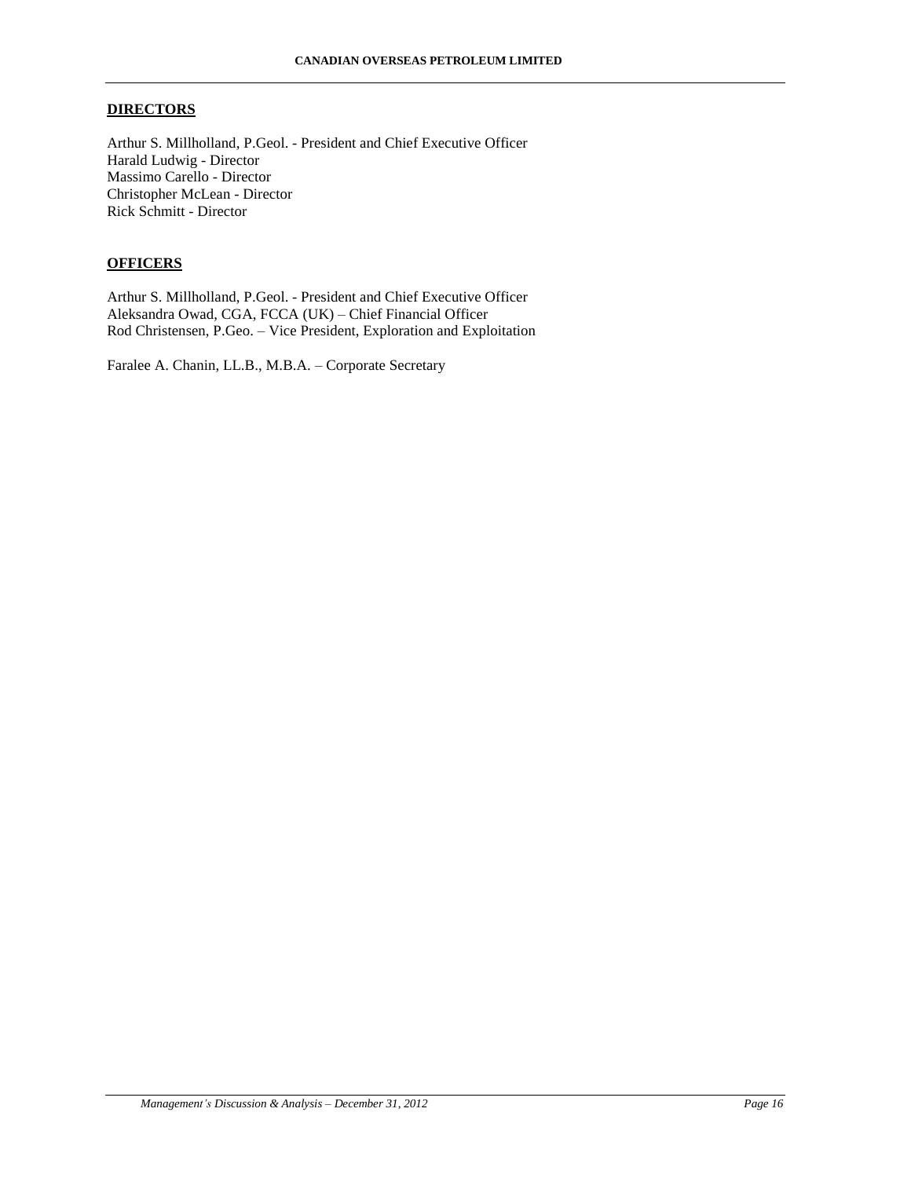## DIRECTORS

Arthur S. Millholland, P.Geol. - President and Chief Executive Officer
Harald Ludwig - Director
Massimo Carello - Director
Christopher McLean - Director
Rick Schmitt - Director

## OFFICERS

Arthur S. Millholland, P.Geol. - President and Chief Executive Officer
Aleksandra Owad, CGA, FCCA (UK) – Chief Financial Officer
Rod Christensen, P.Geo. – Vice President, Exploration and Exploitation

Faralee A. Chanin, LL.B., M.B.A. – Corporate Secretary